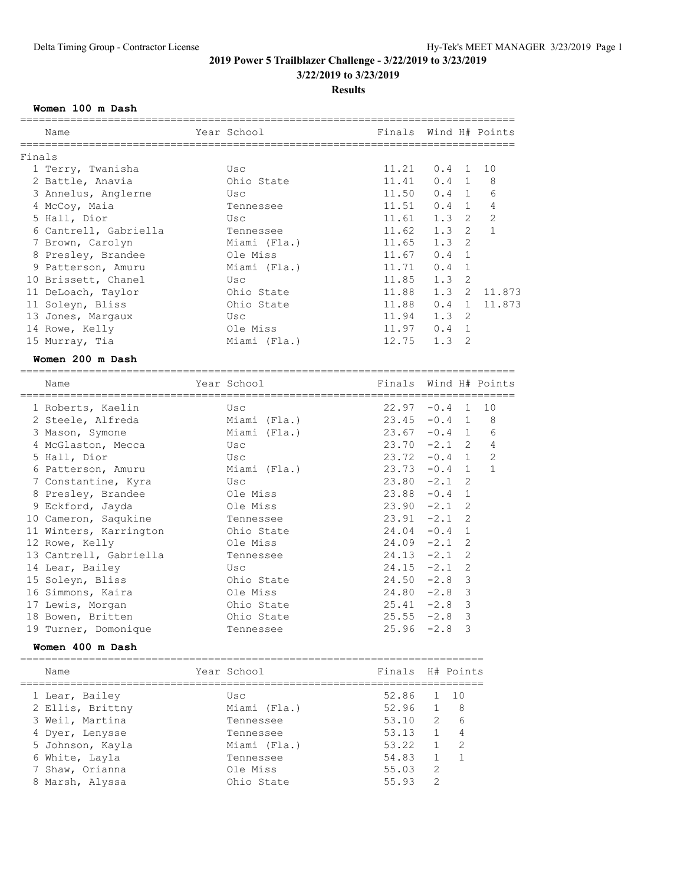# 2019 Power 5 Trailblazer Challenge - 3/22/2019 to 3/23/2019

**3/22/2019 to 3/23/2019**

**Results**

## Women 100 m Dash

**Finals**

| | Name | Year | School | Finals | Wind | H# | Points |
|---|---|---|---|---|---|---|---|
| 1 | Terry, Twanisha | | Usc | 11.21 | 0.4 | 1 | 10 |
| 2 | Battle, Anavia | | Ohio State | 11.41 | 0.4 | 1 | 8 |
| 3 | Annelus, Anglerne | | Usc | 11.50 | 0.4 | 1 | 6 |
| 4 | McCoy, Maia | | Tennessee | 11.51 | 0.4 | 1 | 4 |
| 5 | Hall, Dior | | Usc | 11.61 | 1.3 | 2 | 2 |
| 6 | Cantrell, Gabriella | | Tennessee | 11.62 | 1.3 | 2 | 1 |
| 7 | Brown, Carolyn | | Miami (Fla.) | 11.65 | 1.3 | 2 | |
| 8 | Presley, Brandee | | Ole Miss | 11.67 | 0.4 | 1 | |
| 9 | Patterson, Amuru | | Miami (Fla.) | 11.71 | 0.4 | 1 | |
| 10 | Brissett, Chanel | | Usc | 11.85 | 1.3 | 2 | |
| 11 | DeLoach, Taylor | | Ohio State | 11.88 | 1.3 | 2 | 11.873 |
| 11 | Soleyn, Bliss | | Ohio State | 11.88 | 0.4 | 1 | 11.873 |
| 13 | Jones, Margaux | | Usc | 11.94 | 1.3 | 2 | |
| 14 | Rowe, Kelly | | Ole Miss | 11.97 | 0.4 | 1 | |
| 15 | Murray, Tia | | Miami (Fla.) | 12.75 | 1.3 | 2 | |

## Women 200 m Dash

| | Name | Year | School | Finals | Wind | H# | Points |
|---|---|---|---|---|---|---|---|
| 1 | Roberts, Kaelin | | Usc | 22.97 | -0.4 | 1 | 10 |
| 2 | Steele, Alfreda | | Miami (Fla.) | 23.45 | -0.4 | 1 | 8 |
| 3 | Mason, Symone | | Miami (Fla.) | 23.67 | -0.4 | 1 | 6 |
| 4 | McGlaston, Mecca | | Usc | 23.70 | -2.1 | 2 | 4 |
| 5 | Hall, Dior | | Usc | 23.72 | -0.4 | 1 | 2 |
| 6 | Patterson, Amuru | | Miami (Fla.) | 23.73 | -0.4 | 1 | 1 |
| 7 | Constantine, Kyra | | Usc | 23.80 | -2.1 | 2 | |
| 8 | Presley, Brandee | | Ole Miss | 23.88 | -0.4 | 1 | |
| 9 | Eckford, Jayda | | Ole Miss | 23.90 | -2.1 | 2 | |
| 10 | Cameron, Saqukine | | Tennessee | 23.91 | -2.1 | 2 | |
| 11 | Winters, Karrington | | Ohio State | 24.04 | -0.4 | 1 | |
| 12 | Rowe, Kelly | | Ole Miss | 24.09 | -2.1 | 2 | |
| 13 | Cantrell, Gabriella | | Tennessee | 24.13 | -2.1 | 2 | |
| 14 | Lear, Bailey | | Usc | 24.15 | -2.1 | 2 | |
| 15 | Soleyn, Bliss | | Ohio State | 24.50 | -2.8 | 3 | |
| 16 | Simmons, Kaira | | Ole Miss | 24.80 | -2.8 | 3 | |
| 17 | Lewis, Morgan | | Ohio State | 25.41 | -2.8 | 3 | |
| 18 | Bowen, Britten | | Ohio State | 25.55 | -2.8 | 3 | |
| 19 | Turner, Domonique | | Tennessee | 25.96 | -2.8 | 3 | |

## Women 400 m Dash

| | Name | Year | School | Finals | H# | Points |
|---|---|---|---|---|---|---|
| 1 | Lear, Bailey | | Usc | 52.86 | 1 | 10 |
| 2 | Ellis, Brittny | | Miami (Fla.) | 52.96 | 1 | 8 |
| 3 | Weil, Martina | | Tennessee | 53.10 | 2 | 6 |
| 4 | Dyer, Lenysse | | Tennessee | 53.13 | 1 | 4 |
| 5 | Johnson, Kayla | | Miami (Fla.) | 53.22 | 1 | 2 |
| 6 | White, Layla | | Tennessee | 54.83 | 1 | 1 |
| 7 | Shaw, Orianna | | Ole Miss | 55.03 | 2 | |
| 8 | Marsh, Alyssa | | Ohio State | 55.93 | 2 | |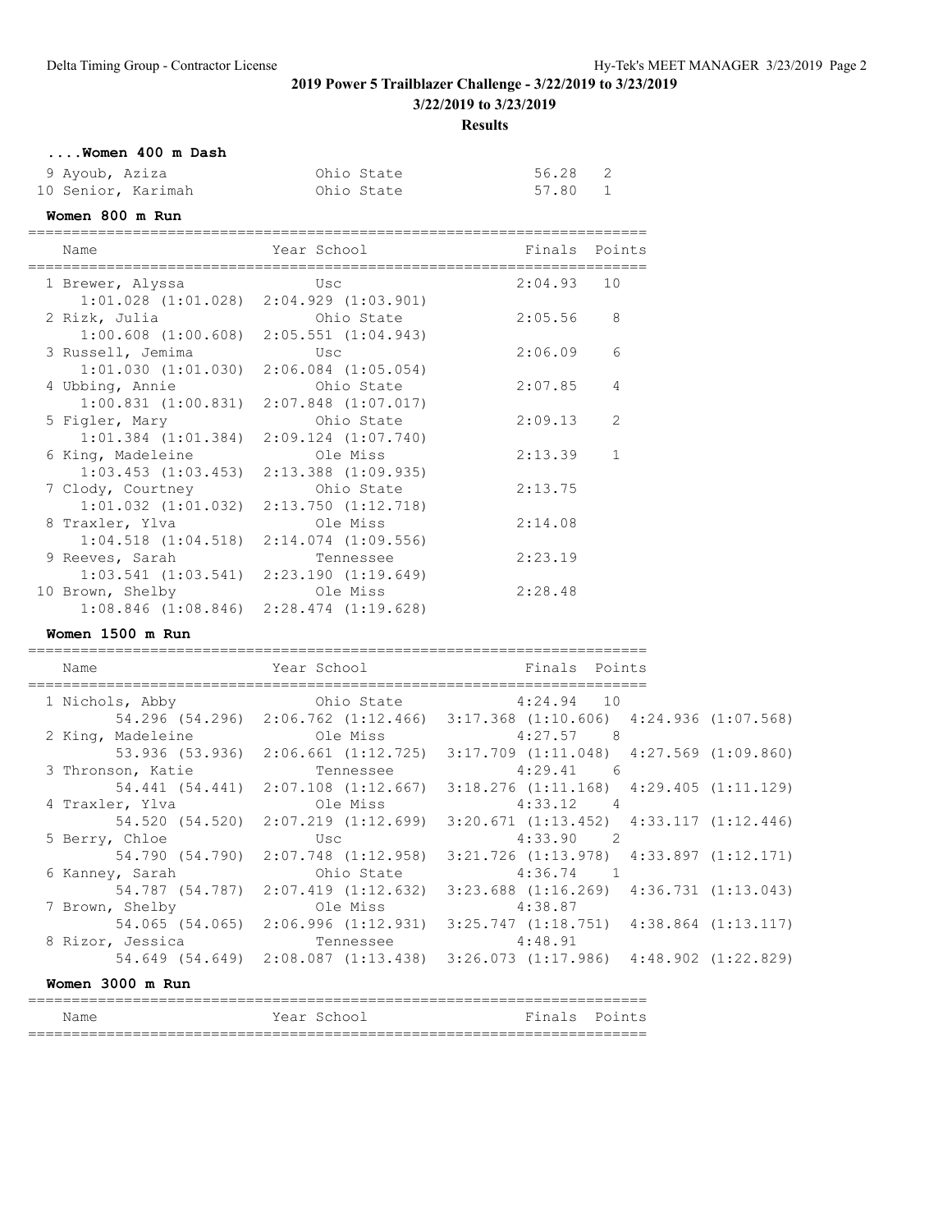## 2019 Power 5 Trailblazer Challenge - 3/22/2019 to 3/23/2019

**3/22/2019 to 3/23/2019**

**Results**

### ....Women 400 m Dash

|  | Name | Year | School | Finals | Points |
|---|---|---|---|---|---|
| 9 | Ayoub, Aziza |  | Ohio State | 56.28 | 2 |
| 10 | Senior, Karimah |  | Ohio State | 57.80 | 1 |

### Women 800 m Run

|  | Name | Year | School | Finals | Points |
|---|---|---|---|---|---|
| 1 | Brewer, Alyssa |  | Usc | 2:04.93 | 10 |
|  | 1:01.028 (1:01.028) 2:04.929 (1:03.901) |  |  |  |  |
| 2 | Rizk, Julia |  | Ohio State | 2:05.56 | 8 |
|  | 1:00.608 (1:00.608) 2:05.551 (1:04.943) |  |  |  |  |
| 3 | Russell, Jemima |  | Usc | 2:06.09 | 6 |
|  | 1:01.030 (1:01.030) 2:06.084 (1:05.054) |  |  |  |  |
| 4 | Ubbing, Annie |  | Ohio State | 2:07.85 | 4 |
|  | 1:00.831 (1:00.831) 2:07.848 (1:07.017) |  |  |  |  |
| 5 | Figler, Mary |  | Ohio State | 2:09.13 | 2 |
|  | 1:01.384 (1:01.384) 2:09.124 (1:07.740) |  |  |  |  |
| 6 | King, Madeleine |  | Ole Miss | 2:13.39 | 1 |
|  | 1:03.453 (1:03.453) 2:13.388 (1:09.935) |  |  |  |  |
| 7 | Clody, Courtney |  | Ohio State | 2:13.75 |  |
|  | 1:01.032 (1:01.032) 2:13.750 (1:12.718) |  |  |  |  |
| 8 | Traxler, Ylva |  | Ole Miss | 2:14.08 |  |
|  | 1:04.518 (1:04.518) 2:14.074 (1:09.556) |  |  |  |  |
| 9 | Reeves, Sarah |  | Tennessee | 2:23.19 |  |
|  | 1:03.541 (1:03.541) 2:23.190 (1:19.649) |  |  |  |  |
| 10 | Brown, Shelby |  | Ole Miss | 2:28.48 |  |
|  | 1:08.846 (1:08.846) 2:28.474 (1:19.628) |  |  |  |  |

### Women 1500 m Run

|  | Name | Year | School | Finals | Points |
|---|---|---|---|---|---|
| 1 | Nichols, Abby |  | Ohio State | 4:24.94 | 10 |
|  | 54.296 (54.296) 2:06.762 (1:12.466) 3:17.368 (1:10.606) 4:24.936 (1:07.568) |  |  |  |  |
| 2 | King, Madeleine |  | Ole Miss | 4:27.57 | 8 |
|  | 53.936 (53.936) 2:06.661 (1:12.725) 3:17.709 (1:11.048) 4:27.569 (1:09.860) |  |  |  |  |
| 3 | Thronson, Katie |  | Tennessee | 4:29.41 | 6 |
|  | 54.441 (54.441) 2:07.108 (1:12.667) 3:18.276 (1:11.168) 4:29.405 (1:11.129) |  |  |  |  |
| 4 | Traxler, Ylva |  | Ole Miss | 4:33.12 | 4 |
|  | 54.520 (54.520) 2:07.219 (1:12.699) 3:20.671 (1:13.452) 4:33.117 (1:12.446) |  |  |  |  |
| 5 | Berry, Chloe |  | Usc | 4:33.90 | 2 |
|  | 54.790 (54.790) 2:07.748 (1:12.958) 3:21.726 (1:13.978) 4:33.897 (1:12.171) |  |  |  |  |
| 6 | Kanney, Sarah |  | Ohio State | 4:36.74 | 1 |
|  | 54.787 (54.787) 2:07.419 (1:12.632) 3:23.688 (1:16.269) 4:36.731 (1:13.043) |  |  |  |  |
| 7 | Brown, Shelby |  | Ole Miss | 4:38.87 |  |
|  | 54.065 (54.065) 2:06.996 (1:12.931) 3:25.747 (1:18.751) 4:38.864 (1:13.117) |  |  |  |  |
| 8 | Rizor, Jessica |  | Tennessee | 4:48.91 |  |
|  | 54.649 (54.649) 2:08.087 (1:13.438) 3:26.073 (1:17.986) 4:48.902 (1:22.829) |  |  |  |  |

### Women 3000 m Run

| Name | Year | School | Finals | Points |
|---|---|---|---|---|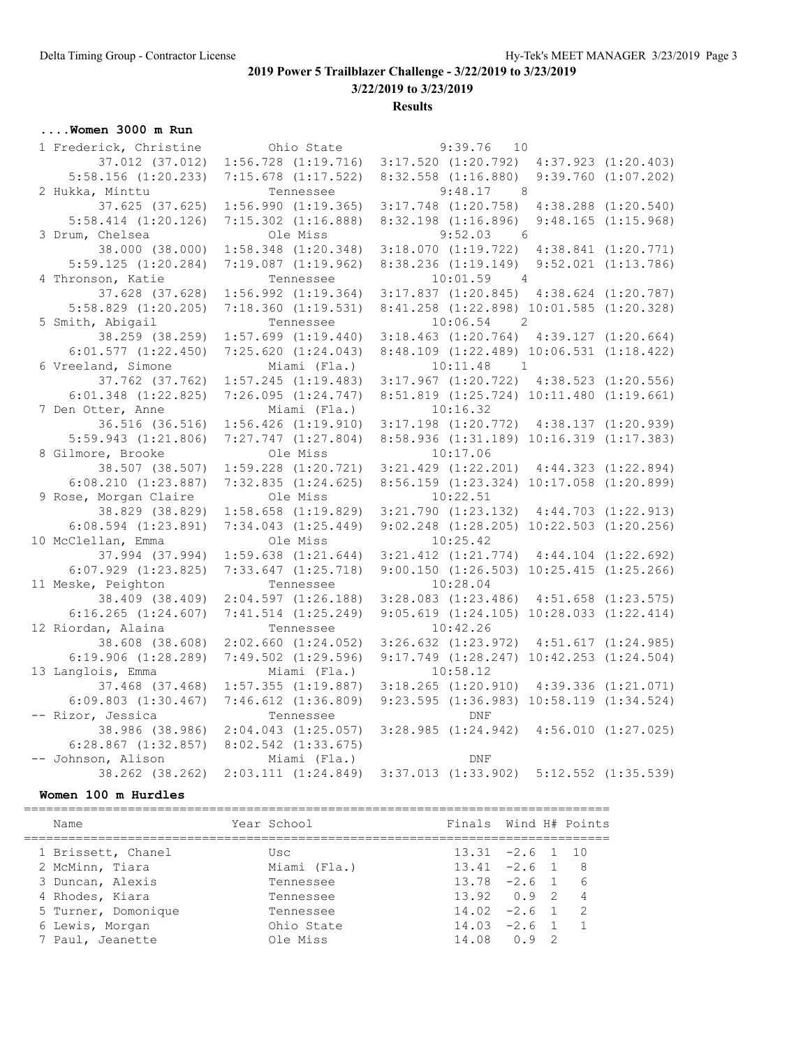## 2019 Power 5 Trailblazer Challenge - 3/22/2019 to 3/23/2019

**3/22/2019 to 3/23/2019**

**Results**

### ....Women 3000 m Run

```
  1 Frederick, Christine        Ohio State             9:39.76   10
          37.012 (37.012)  1:56.728 (1:19.716)  3:17.520 (1:20.792)  4:37.923 (1:20.403)
      5:58.156 (1:20.233)  7:15.678 (1:17.522)  8:32.558 (1:16.880)  9:39.760 (1:07.202)
  2 Hukka, Minttu               Tennessee              9:48.17    8
          37.625 (37.625)  1:56.990 (1:19.365)  3:17.748 (1:20.758)  4:38.288 (1:20.540)
      5:58.414 (1:20.126)  7:15.302 (1:16.888)  8:32.198 (1:16.896)  9:48.165 (1:15.968)
  3 Drum, Chelsea               Ole Miss               9:52.03    6
          38.000 (38.000)  1:58.348 (1:20.348)  3:18.070 (1:19.722)  4:38.841 (1:20.771)
      5:59.125 (1:20.284)  7:19.087 (1:19.962)  8:38.236 (1:19.149)  9:52.021 (1:13.786)
  4 Thronson, Katie             Tennessee             10:01.59    4
          37.628 (37.628)  1:56.992 (1:19.364)  3:17.837 (1:20.845)  4:38.624 (1:20.787)
      5:58.829 (1:20.205)  7:18.360 (1:19.531)  8:41.258 (1:22.898) 10:01.585 (1:20.328)
  5 Smith, Abigail              Tennessee             10:06.54    2
          38.259 (38.259)  1:57.699 (1:19.440)  3:18.463 (1:20.764)  4:39.127 (1:20.664)
      6:01.577 (1:22.450)  7:25.620 (1:24.043)  8:48.109 (1:22.489) 10:06.531 (1:18.422)
  6 Vreeland, Simone            Miami (Fla.)          10:11.48    1
          37.762 (37.762)  1:57.245 (1:19.483)  3:17.967 (1:20.722)  4:38.523 (1:20.556)
      6:01.348 (1:22.825)  7:26.095 (1:24.747)  8:51.819 (1:25.724) 10:11.480 (1:19.661)
  7 Den Otter, Anne             Miami (Fla.)          10:16.32
          36.516 (36.516)  1:56.426 (1:19.910)  3:17.198 (1:20.772)  4:38.137 (1:20.939)
      5:59.943 (1:21.806)  7:27.747 (1:27.804)  8:58.936 (1:31.189) 10:16.319 (1:17.383)
  8 Gilmore, Brooke             Ole Miss              10:17.06
          38.507 (38.507)  1:59.228 (1:20.721)  3:21.429 (1:22.201)  4:44.323 (1:22.894)
      6:08.210 (1:23.887)  7:32.835 (1:24.625)  8:56.159 (1:23.324) 10:17.058 (1:20.899)
  9 Rose, Morgan Claire         Ole Miss              10:22.51
          38.829 (38.829)  1:58.658 (1:19.829)  3:21.790 (1:23.132)  4:44.703 (1:22.913)
      6:08.594 (1:23.891)  7:34.043 (1:25.449)  9:02.248 (1:28.205) 10:22.503 (1:20.256)
 10 McClellan, Emma             Ole Miss              10:25.42
          37.994 (37.994)  1:59.638 (1:21.644)  3:21.412 (1:21.774)  4:44.104 (1:22.692)
      6:07.929 (1:23.825)  7:33.647 (1:25.718)  9:00.150 (1:26.503) 10:25.415 (1:25.266)
 11 Meske, Peighton             Tennessee             10:28.04
          38.409 (38.409)  2:04.597 (1:26.188)  3:28.083 (1:23.486)  4:51.658 (1:23.575)
      6:16.265 (1:24.607)  7:41.514 (1:25.249)  9:05.619 (1:24.105) 10:28.033 (1:22.414)
 12 Riordan, Alaina             Tennessee             10:42.26
          38.608 (38.608)  2:02.660 (1:24.052)  3:26.632 (1:23.972)  4:51.617 (1:24.985)
      6:19.906 (1:28.289)  7:49.502 (1:29.596)  9:17.749 (1:28.247) 10:42.253 (1:24.504)
 13 Langlois, Emma              Miami (Fla.)          10:58.12
          37.468 (37.468)  1:57.355 (1:19.887)  3:18.265 (1:20.910)  4:39.336 (1:21.071)
      6:09.803 (1:30.467)  7:46.612 (1:36.809)  9:23.595 (1:36.983) 10:58.119 (1:34.524)
 -- Rizor, Jessica              Tennessee                  DNF
          38.986 (38.986)  2:04.043 (1:25.057)  3:28.985 (1:24.942)  4:56.010 (1:27.025)
      6:28.867 (1:32.857)  8:02.542 (1:33.675)
 -- Johnson, Alison             Miami (Fla.)               DNF
          38.262 (38.262)  2:03.111 (1:24.849)  3:37.013 (1:33.902)  5:12.552 (1:35.539)
```

### Women 100 m Hurdles

| | Name | Year | School | Finals | Wind | H# | Points |
|---|---|---|---|---|---|---|---|
| 1 | Brissett, Chanel | | Usc | 13.31 | -2.6 | 1 | 10 |
| 2 | McMinn, Tiara | | Miami (Fla.) | 13.41 | -2.6 | 1 | 8 |
| 3 | Duncan, Alexis | | Tennessee | 13.78 | -2.6 | 1 | 6 |
| 4 | Rhodes, Kiara | | Tennessee | 13.92 | 0.9 | 2 | 4 |
| 5 | Turner, Domonique | | Tennessee | 14.02 | -2.6 | 1 | 2 |
| 6 | Lewis, Morgan | | Ohio State | 14.03 | -2.6 | 1 | 1 |
| 7 | Paul, Jeanette | | Ole Miss | 14.08 | 0.9 | 2 | |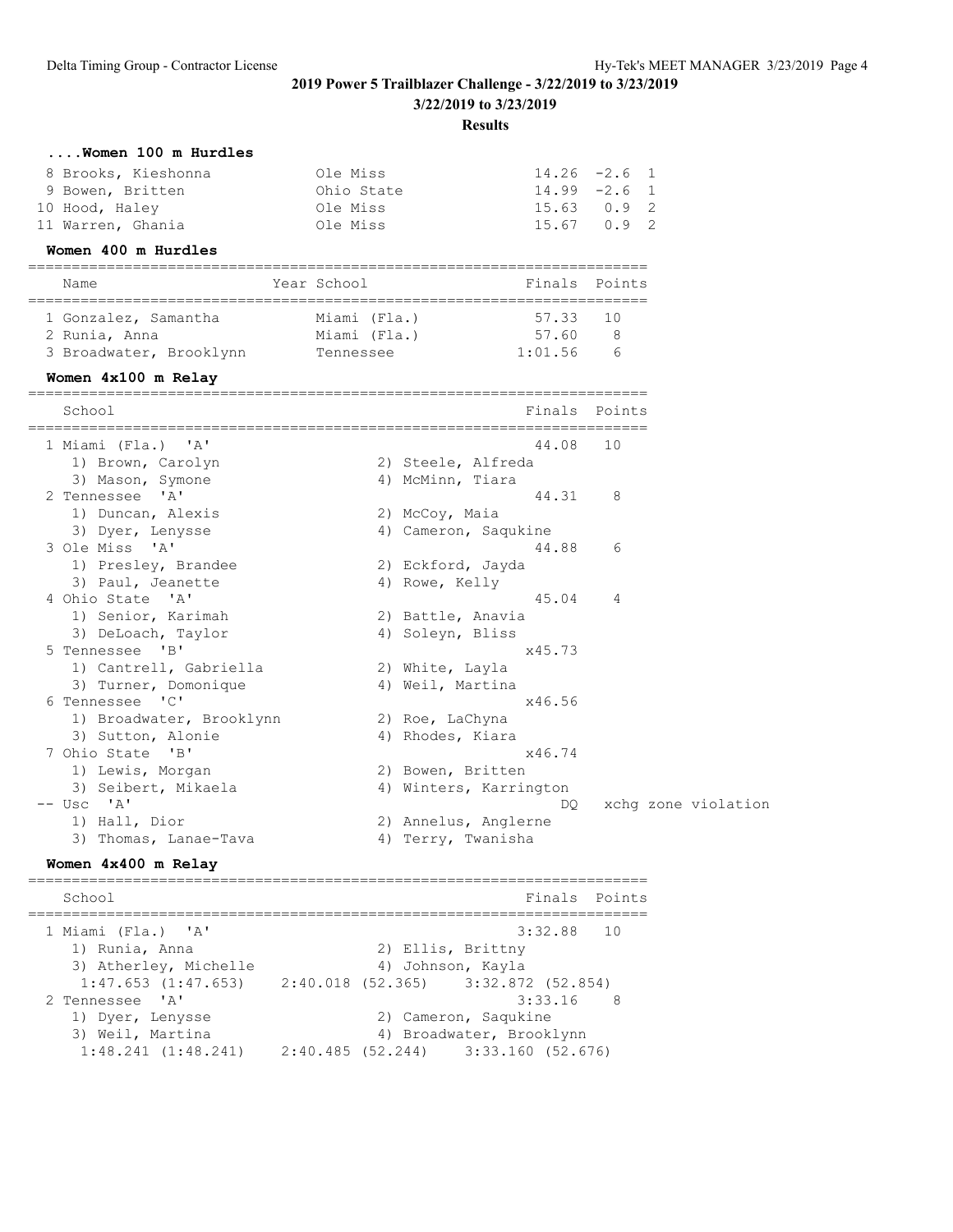## 2019 Power 5 Trailblazer Challenge - 3/22/2019 to 3/23/2019

**3/22/2019 to 3/23/2019**

**Results**

### ....Women 100 m Hurdles

| | Name | School | Finals | Wind | H# |
|---|---|---|---|---|---|
| 8 | Brooks, Kieshonna | Ole Miss | 14.26 | -2.6 | 1 |
| 9 | Bowen, Britten | Ohio State | 14.99 | -2.6 | 1 |
| 10 | Hood, Haley | Ole Miss | 15.63 | 0.9 | 2 |
| 11 | Warren, Ghania | Ole Miss | 15.67 | 0.9 | 2 |

### Women 400 m Hurdles

| | Name | Year School | Finals | Points |
|---|---|---|---|---|
| 1 | Gonzalez, Samantha | Miami (Fla.) | 57.33 | 10 |
| 2 | Runia, Anna | Miami (Fla.) | 57.60 | 8 |
| 3 | Broadwater, Brooklynn | Tennessee | 1:01.56 | 6 |

### Women 4x100 m Relay

| | School | Finals | Points |
|---|---|---|---|
| 1 | Miami (Fla.) 'A' | 44.08 | 10 |
| | 1) Brown, Carolyn; 2) Steele, Alfreda; 3) Mason, Symone; 4) McMinn, Tiara | | |
| 2 | Tennessee 'A' | 44.31 | 8 |
| | 1) Duncan, Alexis; 2) McCoy, Maia; 3) Dyer, Lenysse; 4) Cameron, Saqukine | | |
| 3 | Ole Miss 'A' | 44.88 | 6 |
| | 1) Presley, Brandee; 2) Eckford, Jayda; 3) Paul, Jeanette; 4) Rowe, Kelly | | |
| 4 | Ohio State 'A' | 45.04 | 4 |
| | 1) Senior, Karimah; 2) Battle, Anavia; 3) DeLoach, Taylor; 4) Soleyn, Bliss | | |
| 5 | Tennessee 'B' | x45.73 | |
| | 1) Cantrell, Gabriella; 2) White, Layla; 3) Turner, Domonique; 4) Weil, Martina | | |
| 6 | Tennessee 'C' | x46.56 | |
| | 1) Broadwater, Brooklynn; 2) Roe, LaChyna; 3) Sutton, Alonie; 4) Rhodes, Kiara | | |
| 7 | Ohio State 'B' | x46.74 | |
| | 1) Lewis, Morgan; 2) Bowen, Britten; 3) Seibert, Mikaela; 4) Winters, Karrington | | |
| -- | Usc 'A' | DQ | xchg zone violation |
| | 1) Hall, Dior; 2) Annelus, Anglerne; 3) Thomas, Lanae-Tava; 4) Terry, Twanisha | | |

### Women 4x400 m Relay

| | School | Finals | Points |
|---|---|---|---|
| 1 | Miami (Fla.) 'A' | 3:32.88 | 10 |
| | 1) Runia, Anna; 2) Ellis, Brittny; 3) Atherley, Michelle; 4) Johnson, Kayla | | |
| | 1:47.653 (1:47.653) 2:40.018 (52.365) 3:32.872 (52.854) | | |
| 2 | Tennessee 'A' | 3:33.16 | 8 |
| | 1) Dyer, Lenysse; 2) Cameron, Saqukine; 3) Weil, Martina; 4) Broadwater, Brooklynn | | |
| | 1:48.241 (1:48.241) 2:40.485 (52.244) 3:33.160 (52.676) | | |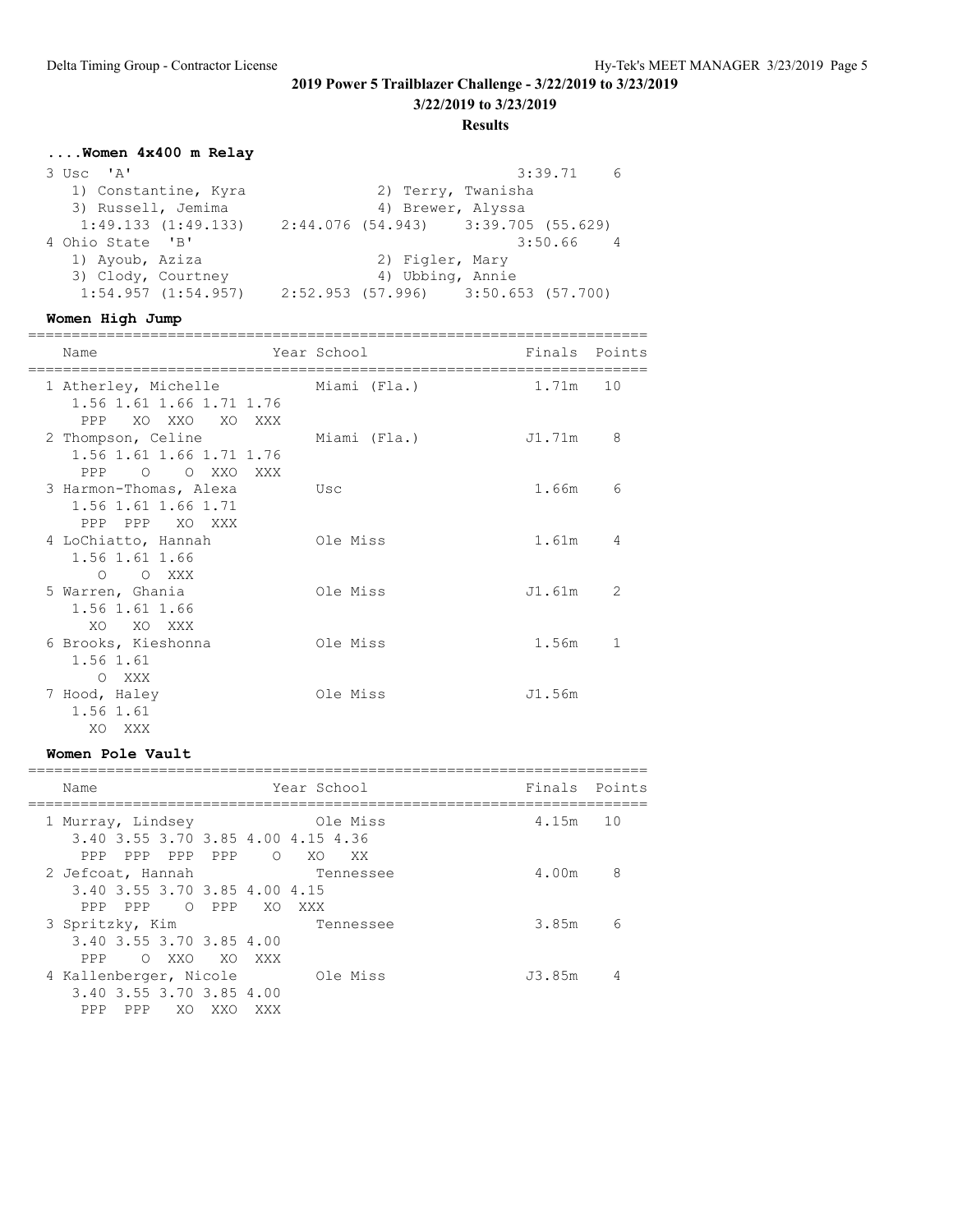## 2019 Power 5 Trailblazer Challenge - 3/22/2019 to 3/23/2019

**3/22/2019 to 3/23/2019**

**Results**

### ....Women 4x400 m Relay

```
 3 Usc  'A'                                                3:39.71    6
    1) Constantine, Kyra               2) Terry, Twanisha
    3) Russell, Jemima                 4) Brewer, Alyssa
     1:49.133 (1:49.133)    2:44.076 (54.943)    3:39.705 (55.629)
 4 Ohio State  'B'                                         3:50.66    4
    1) Ayoub, Aziza                    2) Figler, Mary
    3) Clody, Courtney                 4) Ubbing, Annie
     1:54.957 (1:54.957)    2:52.953 (57.996)    3:50.653 (57.700)
```

### Women High Jump

```
=======================================================================
    Name                    Year School                 Finals  Points
=======================================================================
  1 Atherley, Michelle           Miami (Fla.)             1.71m   10
      1.56 1.61 1.66 1.71 1.76
       PPP   XO  XXO   XO  XXX
  2 Thompson, Celine             Miami (Fla.)            J1.71m    8
      1.56 1.61 1.66 1.71 1.76
       PPP    O    O  XXO  XXX
  3 Harmon-Thomas, Alexa         Usc                      1.66m    6
      1.56 1.61 1.66 1.71
       PPP  PPP   XO  XXX
  4 LoChiatto, Hannah            Ole Miss                 1.61m    4
      1.56 1.61 1.66
         O    O  XXX
  5 Warren, Ghania               Ole Miss                J1.61m    2
      1.56 1.61 1.66
        XO   XO  XXX
  6 Brooks, Kieshonna            Ole Miss                 1.56m    1
      1.56 1.61
         O  XXX
  7 Hood, Haley                  Ole Miss                J1.56m
      1.56 1.61
        XO  XXX
```

### Women Pole Vault

```
=======================================================================
    Name                    Year School                 Finals  Points
=======================================================================
  1 Murray, Lindsey              Ole Miss                 4.15m   10
      3.40 3.55 3.70 3.85 4.00 4.15 4.36
       PPP  PPP  PPP  PPP    O   XO   XX
  2 Jefcoat, Hannah              Tennessee                4.00m    8
      3.40 3.55 3.70 3.85 4.00 4.15
       PPP  PPP    O  PPP   XO  XXX
  3 Spritzky, Kim                Tennessee                3.85m    6
      3.40 3.55 3.70 3.85 4.00
       PPP    O  XXO   XO  XXX
  4 Kallenberger, Nicole         Ole Miss                J3.85m    4
      3.40 3.55 3.70 3.85 4.00
       PPP  PPP   XO  XXO  XXX
```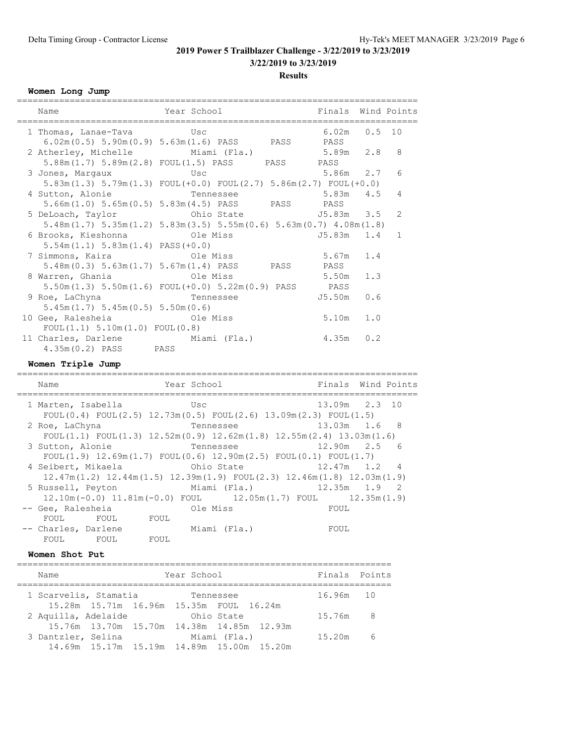## 2019 Power 5 Trailblazer Challenge - 3/22/2019 to 3/23/2019

### 3/22/2019 to 3/23/2019

### Results

#### Women Long Jump

| Place | Name | Year | School | Finals | Wind | Points |
|---|---|---|---|---|---|---|
| 1 | Thomas, Lanae-Tava | | Usc | 6.02m | 0.5 | 10 |
| | 6.02m(0.5) 5.90m(0.9) 5.63m(1.6) PASS PASS PASS | | | | | |
| 2 | Atherley, Michelle | | Miami (Fla.) | 5.89m | 2.8 | 8 |
| | 5.88m(1.7) 5.89m(2.8) FOUL(1.5) PASS PASS PASS | | | | | |
| 3 | Jones, Margaux | | Usc | 5.86m | 2.7 | 6 |
| | 5.83m(1.3) 5.79m(1.3) FOUL(+0.0) FOUL(2.7) 5.86m(2.7) FOUL(+0.0) | | | | | |
| 4 | Sutton, Alonie | | Tennessee | 5.83m | 4.5 | 4 |
| | 5.66m(1.0) 5.65m(0.5) 5.83m(4.5) PASS PASS PASS | | | | | |
| 5 | DeLoach, Taylor | | Ohio State | J5.83m | 3.5 | 2 |
| | 5.48m(1.7) 5.35m(1.2) 5.83m(3.5) 5.55m(0.6) 5.63m(0.7) 4.08m(1.8) | | | | | |
| 6 | Brooks, Kieshonna | | Ole Miss | J5.83m | 1.4 | 1 |
| | 5.54m(1.1) 5.83m(1.4) PASS(+0.0) | | | | | |
| 7 | Simmons, Kaira | | Ole Miss | 5.67m | 1.4 | |
| | 5.48m(0.3) 5.63m(1.7) 5.67m(1.4) PASS PASS PASS | | | | | |
| 8 | Warren, Ghania | | Ole Miss | 5.50m | 1.3 | |
| | 5.50m(1.3) 5.50m(1.6) FOUL(+0.0) 5.22m(0.9) PASS PASS | | | | | |
| 9 | Roe, LaChyna | | Tennessee | J5.50m | 0.6 | |
| | 5.45m(1.7) 5.45m(0.5) 5.50m(0.6) | | | | | |
| 10 | Gee, Ralesheia | | Ole Miss | 5.10m | 1.0 | |
| | FOUL(1.1) 5.10m(1.0) FOUL(0.8) | | | | | |
| 11 | Charles, Darlene | | Miami (Fla.) | 4.35m | 0.2 | |
| | 4.35m(0.2) PASS PASS | | | | | |

#### Women Triple Jump

| Place | Name | Year | School | Finals | Wind | Points |
|---|---|---|---|---|---|---|
| 1 | Marten, Isabella | | Usc | 13.09m | 2.3 | 10 |
| | FOUL(0.4) FOUL(2.5) 12.73m(0.5) FOUL(2.6) 13.09m(2.3) FOUL(1.5) | | | | | |
| 2 | Roe, LaChyna | | Tennessee | 13.03m | 1.6 | 8 |
| | FOUL(1.1) FOUL(1.3) 12.52m(0.9) 12.62m(1.8) 12.55m(2.4) 13.03m(1.6) | | | | | |
| 3 | Sutton, Alonie | | Tennessee | 12.90m | 2.5 | 6 |
| | FOUL(1.9) 12.69m(1.7) FOUL(0.6) 12.90m(2.5) FOUL(0.1) FOUL(1.7) | | | | | |
| 4 | Seibert, Mikaela | | Ohio State | 12.47m | 1.2 | 4 |
| | 12.47m(1.2) 12.44m(1.5) 12.39m(1.9) FOUL(2.3) 12.46m(1.8) 12.03m(1.9) | | | | | |
| 5 | Russell, Peyton | | Miami (Fla.) | 12.35m | 1.9 | 2 |
| | 12.10m(-0.0) 11.81m(-0.0) FOUL 12.05m(1.7) FOUL 12.35m(1.9) | | | | | |
| -- | Gee, Ralesheia | | Ole Miss | FOUL | | |
| | FOUL FOUL FOUL | | | | | |
| -- | Charles, Darlene | | Miami (Fla.) | FOUL | | |
| | FOUL FOUL FOUL | | | | | |

#### Women Shot Put

| Place | Name | Year | School | Finals | Points |
|---|---|---|---|---|---|
| 1 | Scarvelis, Stamatia | | Tennessee | 16.96m | 10 |
| | 15.28m 15.71m 16.96m 15.35m FOUL 16.24m | | | | |
| 2 | Aquilla, Adelaide | | Ohio State | 15.76m | 8 |
| | 15.76m 13.70m 15.70m 14.38m 14.85m 12.93m | | | | |
| 3 | Dantzler, Selina | | Miami (Fla.) | 15.20m | 6 |
| | 14.69m 15.17m 15.19m 14.89m 15.00m 15.20m | | | | |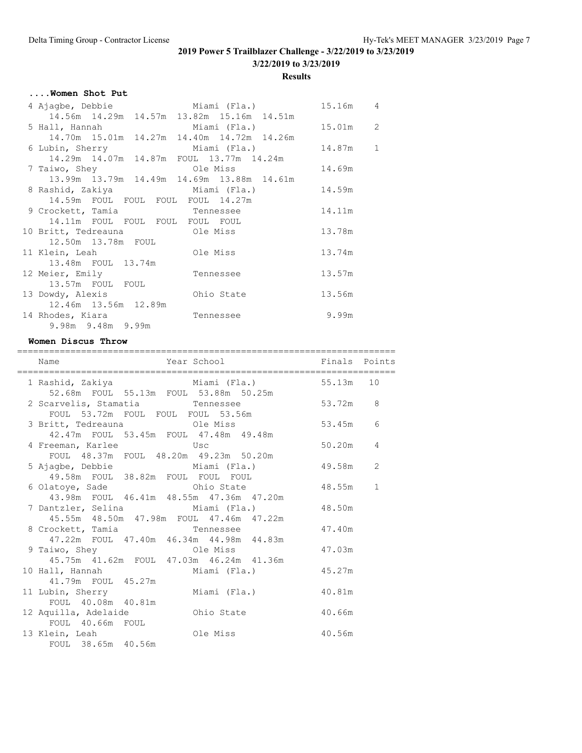# 2019 Power 5 Trailblazer Challenge - 3/22/2019 to 3/23/2019

**3/22/2019 to 3/23/2019**

**Results**

### ....Women Shot Put

| Place | Name | School | Finals | Points |
|---|---|---|---|---|
| 4 | Ajagbe, Debbie | Miami (Fla.) | 15.16m | 4 |
| | 14.56m 14.29m 14.57m 13.82m 15.16m 14.51m | | | |
| 5 | Hall, Hannah | Miami (Fla.) | 15.01m | 2 |
| | 14.70m 15.01m 14.27m 14.40m 14.72m 14.26m | | | |
| 6 | Lubin, Sherry | Miami (Fla.) | 14.87m | 1 |
| | 14.29m 14.07m 14.87m FOUL 13.77m 14.24m | | | |
| 7 | Taiwo, Shey | Ole Miss | 14.69m | |
| | 13.99m 13.79m 14.49m 14.69m 13.88m 14.61m | | | |
| 8 | Rashid, Zakiya | Miami (Fla.) | 14.59m | |
| | 14.59m FOUL FOUL FOUL FOUL 14.27m | | | |
| 9 | Crockett, Tamia | Tennessee | 14.11m | |
| | 14.11m FOUL FOUL FOUL FOUL FOUL | | | |
| 10 | Britt, Tedreauna | Ole Miss | 13.78m | |
| | 12.50m 13.78m FOUL | | | |
| 11 | Klein, Leah | Ole Miss | 13.74m | |
| | 13.48m FOUL 13.74m | | | |
| 12 | Meier, Emily | Tennessee | 13.57m | |
| | 13.57m FOUL FOUL | | | |
| 13 | Dowdy, Alexis | Ohio State | 13.56m | |
| | 12.46m 13.56m 12.89m | | | |
| 14 | Rhodes, Kiara | Tennessee | 9.99m | |
| | 9.98m 9.48m 9.99m | | | |

### Women Discus Throw

| Place | Name | Year School | Finals | Points |
|---|---|---|---|---|
| 1 | Rashid, Zakiya | Miami (Fla.) | 55.13m | 10 |
| | 52.68m FOUL 55.13m FOUL 53.88m 50.25m | | | |
| 2 | Scarvelis, Stamatia | Tennessee | 53.72m | 8 |
| | FOUL 53.72m FOUL FOUL FOUL 53.56m | | | |
| 3 | Britt, Tedreauna | Ole Miss | 53.45m | 6 |
| | 42.47m FOUL 53.45m FOUL 47.48m 49.48m | | | |
| 4 | Freeman, Karlee | Usc | 50.20m | 4 |
| | FOUL 48.37m FOUL 48.20m 49.23m 50.20m | | | |
| 5 | Ajagbe, Debbie | Miami (Fla.) | 49.58m | 2 |
| | 49.58m FOUL 38.82m FOUL FOUL FOUL | | | |
| 6 | Olatoye, Sade | Ohio State | 48.55m | 1 |
| | 43.98m FOUL 46.41m 48.55m 47.36m 47.20m | | | |
| 7 | Dantzler, Selina | Miami (Fla.) | 48.50m | |
| | 45.55m 48.50m 47.98m FOUL 47.46m 47.22m | | | |
| 8 | Crockett, Tamia | Tennessee | 47.40m | |
| | 47.22m FOUL 47.40m 46.34m 44.98m 44.83m | | | |
| 9 | Taiwo, Shey | Ole Miss | 47.03m | |
| | 45.75m 41.62m FOUL 47.03m 46.24m 41.36m | | | |
| 10 | Hall, Hannah | Miami (Fla.) | 45.27m | |
| | 41.79m FOUL 45.27m | | | |
| 11 | Lubin, Sherry | Miami (Fla.) | 40.81m | |
| | FOUL 40.08m 40.81m | | | |
| 12 | Aquilla, Adelaide | Ohio State | 40.66m | |
| | FOUL 40.66m FOUL | | | |
| 13 | Klein, Leah | Ole Miss | 40.56m | |
| | FOUL 38.65m 40.56m | | | |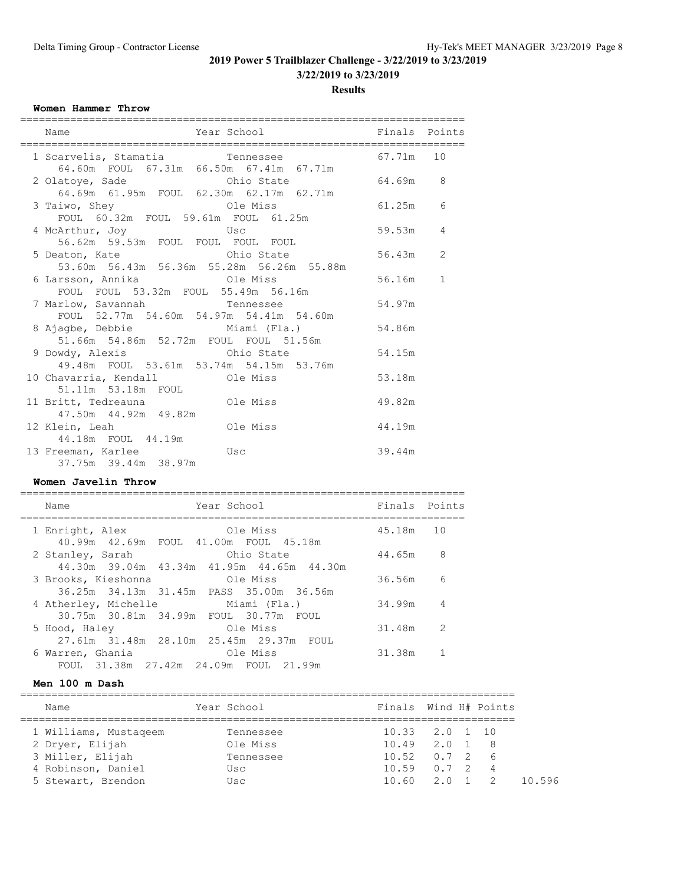## 2019 Power 5 Trailblazer Challenge - 3/22/2019 to 3/23/2019

### 3/22/2019 to 3/23/2019

### Results

**Women Hammer Throw**

| | Name | Year | School | Finals | Points |
|---|---|---|---|---|---|
| 1 | Scarvelis, Stamatia | | Tennessee | 67.71m | 10 |
| | 64.60m FOUL 67.31m 66.50m 67.41m 67.71m | | | | |
| 2 | Olatoye, Sade | | Ohio State | 64.69m | 8 |
| | 64.69m 61.95m FOUL 62.30m 62.17m 62.71m | | | | |
| 3 | Taiwo, Shey | | Ole Miss | 61.25m | 6 |
| | FOUL 60.32m FOUL 59.61m FOUL 61.25m | | | | |
| 4 | McArthur, Joy | | Usc | 59.53m | 4 |
| | 56.62m 59.53m FOUL FOUL FOUL FOUL | | | | |
| 5 | Deaton, Kate | | Ohio State | 56.43m | 2 |
| | 53.60m 56.43m 56.36m 55.28m 56.26m 55.88m | | | | |
| 6 | Larsson, Annika | | Ole Miss | 56.16m | 1 |
| | FOUL FOUL 53.32m FOUL 55.49m 56.16m | | | | |
| 7 | Marlow, Savannah | | Tennessee | 54.97m | |
| | FOUL 52.77m 54.60m 54.97m 54.41m 54.60m | | | | |
| 8 | Ajagbe, Debbie | | Miami (Fla.) | 54.86m | |
| | 51.66m 54.86m 52.72m FOUL FOUL 51.56m | | | | |
| 9 | Dowdy, Alexis | | Ohio State | 54.15m | |
| | 49.48m FOUL 53.61m 53.74m 54.15m 53.76m | | | | |
| 10 | Chavarria, Kendall | | Ole Miss | 53.18m | |
| | 51.11m 53.18m FOUL | | | | |
| 11 | Britt, Tedreauna | | Ole Miss | 49.82m | |
| | 47.50m 44.92m 49.82m | | | | |
| 12 | Klein, Leah | | Ole Miss | 44.19m | |
| | 44.18m FOUL 44.19m | | | | |
| 13 | Freeman, Karlee | | Usc | 39.44m | |
| | 37.75m 39.44m 38.97m | | | | |

**Women Javelin Throw**

| | Name | Year | School | Finals | Points |
|---|---|---|---|---|---|
| 1 | Enright, Alex | | Ole Miss | 45.18m | 10 |
| | 40.99m 42.69m FOUL 41.00m FOUL 45.18m | | | | |
| 2 | Stanley, Sarah | | Ohio State | 44.65m | 8 |
| | 44.30m 39.04m 43.34m 41.95m 44.65m 44.30m | | | | |
| 3 | Brooks, Kieshonna | | Ole Miss | 36.56m | 6 |
| | 36.25m 34.13m 31.45m PASS 35.00m 36.56m | | | | |
| 4 | Atherley, Michelle | | Miami (Fla.) | 34.99m | 4 |
| | 30.75m 30.81m 34.99m FOUL 30.77m FOUL | | | | |
| 5 | Hood, Haley | | Ole Miss | 31.48m | 2 |
| | 27.61m 31.48m 28.10m 25.45m 29.37m FOUL | | | | |
| 6 | Warren, Ghania | | Ole Miss | 31.38m | 1 |
| | FOUL 31.38m 27.42m 24.09m FOUL 21.99m | | | | |

**Men 100 m Dash**

| | Name | Year | School | Finals | Wind | H# | Points | |
|---|---|---|---|---|---|---|---|---|
| 1 | Williams, Mustaqeem | | Tennessee | 10.33 | 2.0 | 1 | 10 | |
| 2 | Dryer, Elijah | | Ole Miss | 10.49 | 2.0 | 1 | 8 | |
| 3 | Miller, Elijah | | Tennessee | 10.52 | 0.7 | 2 | 6 | |
| 4 | Robinson, Daniel | | Usc | 10.59 | 0.7 | 2 | 4 | |
| 5 | Stewart, Brendon | | Usc | 10.60 | 2.0 | 1 | 2 | 10.596 |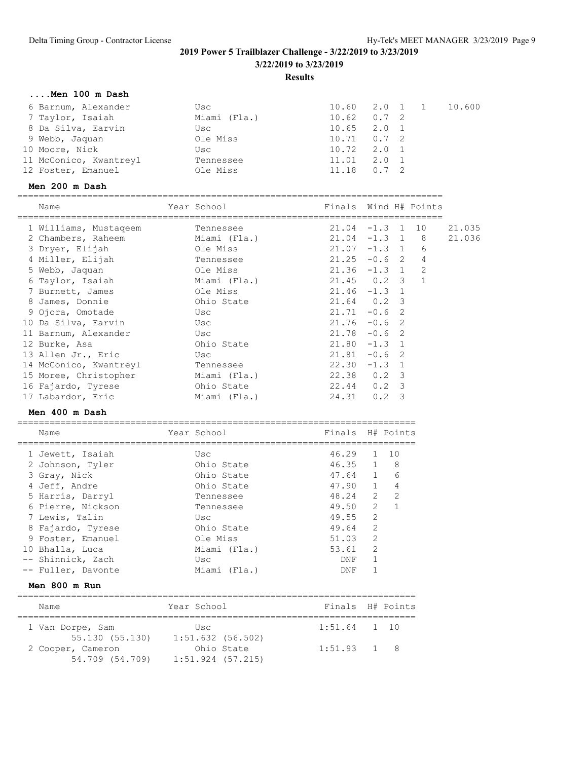## 2019 Power 5 Trailblazer Challenge - 3/22/2019 to 3/23/2019

**3/22/2019 to 3/23/2019**

**Results**

### ....Men 100 m Dash

| Place | Name | Year | School | Finals | Wind | H# | Points | |
|---|---|---|---|---|---|---|---|---|
| 6 | Barnum, Alexander | | Usc | 10.60 | 2.0 | 1 | 1 | 10.600 |
| 7 | Taylor, Isaiah | | Miami (Fla.) | 10.62 | 0.7 | 2 | | |
| 8 | Da Silva, Earvin | | Usc | 10.65 | 2.0 | 1 | | |
| 9 | Webb, Jaquan | | Ole Miss | 10.71 | 0.7 | 2 | | |
| 10 | Moore, Nick | | Usc | 10.72 | 2.0 | 1 | | |
| 11 | McConico, Kwantreyl | | Tennessee | 11.01 | 2.0 | 1 | | |
| 12 | Foster, Emanuel | | Ole Miss | 11.18 | 0.7 | 2 | | |

### Men 200 m Dash

| Place | Name | Year | School | Finals | Wind | H# | Points | |
|---|---|---|---|---|---|---|---|---|
| 1 | Williams, Mustaqeem | | Tennessee | 21.04 | -1.3 | 1 | 10 | 21.035 |
| 2 | Chambers, Raheem | | Miami (Fla.) | 21.04 | -1.3 | 1 | 8 | 21.036 |
| 3 | Dryer, Elijah | | Ole Miss | 21.07 | -1.3 | 1 | 6 | |
| 4 | Miller, Elijah | | Tennessee | 21.25 | -0.6 | 2 | 4 | |
| 5 | Webb, Jaquan | | Ole Miss | 21.36 | -1.3 | 1 | 2 | |
| 6 | Taylor, Isaiah | | Miami (Fla.) | 21.45 | 0.2 | 3 | 1 | |
| 7 | Burnett, James | | Ole Miss | 21.46 | -1.3 | 1 | | |
| 8 | James, Donnie | | Ohio State | 21.64 | 0.2 | 3 | | |
| 9 | Ojora, Omotade | | Usc | 21.71 | -0.6 | 2 | | |
| 10 | Da Silva, Earvin | | Usc | 21.76 | -0.6 | 2 | | |
| 11 | Barnum, Alexander | | Usc | 21.78 | -0.6 | 2 | | |
| 12 | Burke, Asa | | Ohio State | 21.80 | -1.3 | 1 | | |
| 13 | Allen Jr., Eric | | Usc | 21.81 | -0.6 | 2 | | |
| 14 | McConico, Kwantreyl | | Tennessee | 22.30 | -1.3 | 1 | | |
| 15 | Moree, Christopher | | Miami (Fla.) | 22.38 | 0.2 | 3 | | |
| 16 | Fajardo, Tyrese | | Ohio State | 22.44 | 0.2 | 3 | | |
| 17 | Labardor, Eric | | Miami (Fla.) | 24.31 | 0.2 | 3 | | |

### Men 400 m Dash

| Place | Name | Year | School | Finals | H# | Points |
|---|---|---|---|---|---|---|
| 1 | Jewett, Isaiah | | Usc | 46.29 | 1 | 10 |
| 2 | Johnson, Tyler | | Ohio State | 46.35 | 1 | 8 |
| 3 | Gray, Nick | | Ohio State | 47.64 | 1 | 6 |
| 4 | Jeff, Andre | | Ohio State | 47.90 | 1 | 4 |
| 5 | Harris, Darryl | | Tennessee | 48.24 | 2 | 2 |
| 6 | Pierre, Nickson | | Tennessee | 49.50 | 2 | 1 |
| 7 | Lewis, Talin | | Usc | 49.55 | 2 | |
| 8 | Fajardo, Tyrese | | Ohio State | 49.64 | 2 | |
| 9 | Foster, Emanuel | | Ole Miss | 51.03 | 2 | |
| 10 | Bhalla, Luca | | Miami (Fla.) | 53.61 | 2 | |
| -- | Shinnick, Zach | | Usc | DNF | 1 | |
| -- | Fuller, Davonte | | Miami (Fla.) | DNF | 1 | |

### Men 800 m Run

| Place | Name | Year | School | Finals | H# | Points |
|---|---|---|---|---|---|---|
| 1 | Van Dorpe, Sam | | Usc | 1:51.64 | 1 | 10 |
| | 55.130 (55.130) | | 1:51.632 (56.502) | | | |
| 2 | Cooper, Cameron | | Ohio State | 1:51.93 | 1 | 8 |
| | 54.709 (54.709) | | 1:51.924 (57.215) | | | |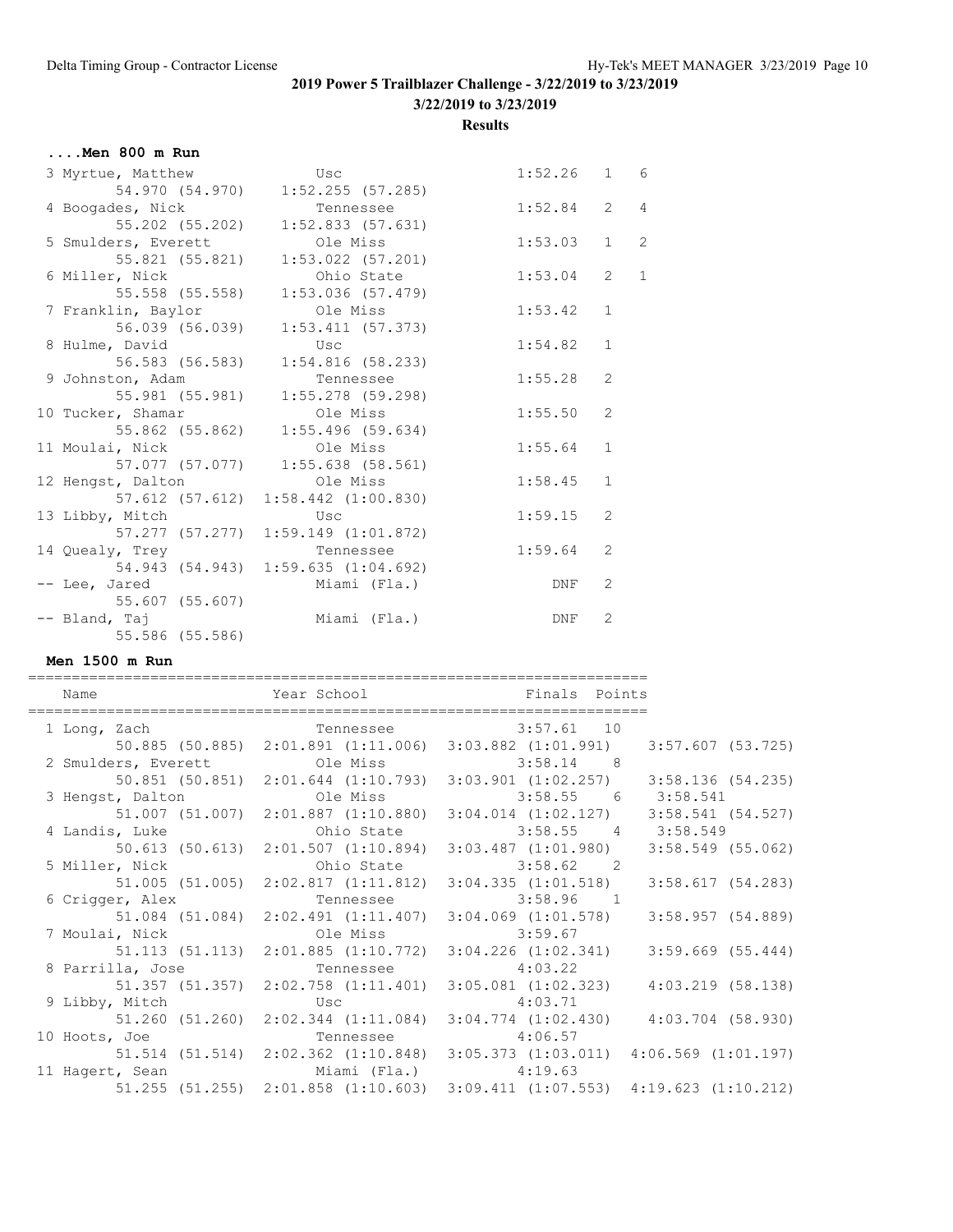## 2019 Power 5 Trailblazer Challenge - 3/22/2019 to 3/23/2019

**3/22/2019 to 3/23/2019**

**Results**

### ....Men 800 m Run

| Place | Name | School | Finals | H# | Points |
|---|---|---|---|---|---|
| 3 | Myrtue, Matthew | Usc | 1:52.26 | 1 | 6 |
| | 54.970 (54.970) | 1:52.255 (57.285) | | | |
| 4 | Boogades, Nick | Tennessee | 1:52.84 | 2 | 4 |
| | 55.202 (55.202) | 1:52.833 (57.631) | | | |
| 5 | Smulders, Everett | Ole Miss | 1:53.03 | 1 | 2 |
| | 55.821 (55.821) | 1:53.022 (57.201) | | | |
| 6 | Miller, Nick | Ohio State | 1:53.04 | 2 | 1 |
| | 55.558 (55.558) | 1:53.036 (57.479) | | | |
| 7 | Franklin, Baylor | Ole Miss | 1:53.42 | 1 | |
| | 56.039 (56.039) | 1:53.411 (57.373) | | | |
| 8 | Hulme, David | Usc | 1:54.82 | 1 | |
| | 56.583 (56.583) | 1:54.816 (58.233) | | | |
| 9 | Johnston, Adam | Tennessee | 1:55.28 | 2 | |
| | 55.981 (55.981) | 1:55.278 (59.298) | | | |
| 10 | Tucker, Shamar | Ole Miss | 1:55.50 | 2 | |
| | 55.862 (55.862) | 1:55.496 (59.634) | | | |
| 11 | Moulai, Nick | Ole Miss | 1:55.64 | 1 | |
| | 57.077 (57.077) | 1:55.638 (58.561) | | | |
| 12 | Hengst, Dalton | Ole Miss | 1:58.45 | 1 | |
| | 57.612 (57.612) | 1:58.442 (1:00.830) | | | |
| 13 | Libby, Mitch | Usc | 1:59.15 | 2 | |
| | 57.277 (57.277) | 1:59.149 (1:01.872) | | | |
| 14 | Quealy, Trey | Tennessee | 1:59.64 | 2 | |
| | 54.943 (54.943) | 1:59.635 (1:04.692) | | | |
| -- | Lee, Jared | Miami (Fla.) | DNF | 2 | |
| | 55.607 (55.607) | | | | |
| -- | Bland, Taj | Miami (Fla.) | DNF | 2 | |
| | 55.586 (55.586) | | | | |

### Men 1500 m Run

| Place | Name | Year School | Finals | Points | |
|---|---|---|---|---|---|
| 1 | Long, Zach | Tennessee | 3:57.61 | 10 | |
| | 50.885 (50.885) | 2:01.891 (1:11.006) | 3:03.882 (1:01.991) | 3:57.607 (53.725) | |
| 2 | Smulders, Everett | Ole Miss | 3:58.14 | 8 | |
| | 50.851 (50.851) | 2:01.644 (1:10.793) | 3:03.901 (1:02.257) | 3:58.136 (54.235) | |
| 3 | Hengst, Dalton | Ole Miss | 3:58.55 | 6 | 3:58.541 |
| | 51.007 (51.007) | 2:01.887 (1:10.880) | 3:04.014 (1:02.127) | 3:58.541 (54.527) | |
| 4 | Landis, Luke | Ohio State | 3:58.55 | 4 | 3:58.549 |
| | 50.613 (50.613) | 2:01.507 (1:10.894) | 3:03.487 (1:01.980) | 3:58.549 (55.062) | |
| 5 | Miller, Nick | Ohio State | 3:58.62 | 2 | |
| | 51.005 (51.005) | 2:02.817 (1:11.812) | 3:04.335 (1:01.518) | 3:58.617 (54.283) | |
| 6 | Crigger, Alex | Tennessee | 3:58.96 | 1 | |
| | 51.084 (51.084) | 2:02.491 (1:11.407) | 3:04.069 (1:01.578) | 3:58.957 (54.889) | |
| 7 | Moulai, Nick | Ole Miss | 3:59.67 | | |
| | 51.113 (51.113) | 2:01.885 (1:10.772) | 3:04.226 (1:02.341) | 3:59.669 (55.444) | |
| 8 | Parrilla, Jose | Tennessee | 4:03.22 | | |
| | 51.357 (51.357) | 2:02.758 (1:11.401) | 3:05.081 (1:02.323) | 4:03.219 (58.138) | |
| 9 | Libby, Mitch | Usc | 4:03.71 | | |
| | 51.260 (51.260) | 2:02.344 (1:11.084) | 3:04.774 (1:02.430) | 4:03.704 (58.930) | |
| 10 | Hoots, Joe | Tennessee | 4:06.57 | | |
| | 51.514 (51.514) | 2:02.362 (1:10.848) | 3:05.373 (1:03.011) | 4:06.569 (1:01.197) | |
| 11 | Hagert, Sean | Miami (Fla.) | 4:19.63 | | |
| | 51.255 (51.255) | 2:01.858 (1:10.603) | 3:09.411 (1:07.553) | 4:19.623 (1:10.212) | |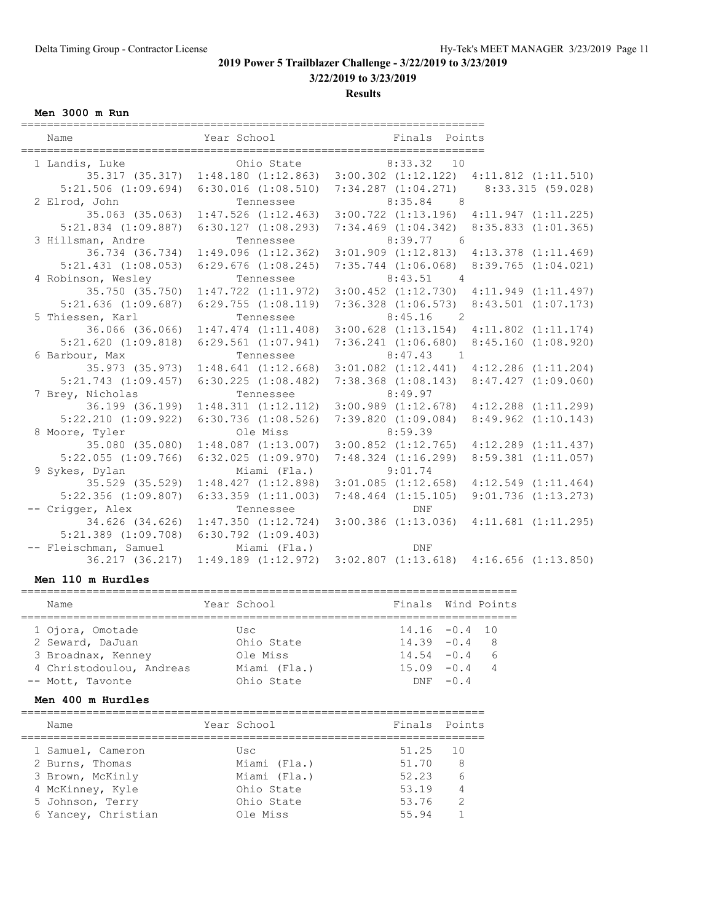# 2019 Power 5 Trailblazer Challenge - 3/22/2019 to 3/23/2019

**3/22/2019 to 3/23/2019**

**Results**

### Men 3000 m Run

| Place | Name | Year | School | Finals | Points |
|---|---|---|---|---|---|
| 1 | Landis, Luke | | Ohio State | 8:33.32 | 10 |
| | 35.317 (35.317) 1:48.180 (1:12.863) 3:00.302 (1:12.122) 4:11.812 (1:11.510) 5:21.506 (1:09.694) 6:30.016 (1:08.510) 7:34.287 (1:04.271) 8:33.315 (59.028) | | | | |
| 2 | Elrod, John | | Tennessee | 8:35.84 | 8 |
| | 35.063 (35.063) 1:47.526 (1:12.463) 3:00.722 (1:13.196) 4:11.947 (1:11.225) 5:21.834 (1:09.887) 6:30.127 (1:08.293) 7:34.469 (1:04.342) 8:35.833 (1:01.365) | | | | |
| 3 | Hillsman, Andre | | Tennessee | 8:39.77 | 6 |
| | 36.734 (36.734) 1:49.096 (1:12.362) 3:01.909 (1:12.813) 4:13.378 (1:11.469) 5:21.431 (1:08.053) 6:29.676 (1:08.245) 7:35.744 (1:06.068) 8:39.765 (1:04.021) | | | | |
| 4 | Robinson, Wesley | | Tennessee | 8:43.51 | 4 |
| | 35.750 (35.750) 1:47.722 (1:11.972) 3:00.452 (1:12.730) 4:11.949 (1:11.497) 5:21.636 (1:09.687) 6:29.755 (1:08.119) 7:36.328 (1:06.573) 8:43.501 (1:07.173) | | | | |
| 5 | Thiessen, Karl | | Tennessee | 8:45.16 | 2 |
| | 36.066 (36.066) 1:47.474 (1:11.408) 3:00.628 (1:13.154) 4:11.802 (1:11.174) 5:21.620 (1:09.818) 6:29.561 (1:07.941) 7:36.241 (1:06.680) 8:45.160 (1:08.920) | | | | |
| 6 | Barbour, Max | | Tennessee | 8:47.43 | 1 |
| | 35.973 (35.973) 1:48.641 (1:12.668) 3:01.082 (1:12.441) 4:12.286 (1:11.204) 5:21.743 (1:09.457) 6:30.225 (1:08.482) 7:38.368 (1:08.143) 8:47.427 (1:09.060) | | | | |
| 7 | Brey, Nicholas | | Tennessee | 8:49.97 | |
| | 36.199 (36.199) 1:48.311 (1:12.112) 3:00.989 (1:12.678) 4:12.288 (1:11.299) 5:22.210 (1:09.922) 6:30.736 (1:08.526) 7:39.820 (1:09.084) 8:49.962 (1:10.143) | | | | |
| 8 | Moore, Tyler | | Ole Miss | 8:59.39 | |
| | 35.080 (35.080) 1:48.087 (1:13.007) 3:00.852 (1:12.765) 4:12.289 (1:11.437) 5:22.055 (1:09.766) 6:32.025 (1:09.970) 7:48.324 (1:16.299) 8:59.381 (1:11.057) | | | | |
| 9 | Sykes, Dylan | | Miami (Fla.) | 9:01.74 | |
| | 35.529 (35.529) 1:48.427 (1:12.898) 3:01.085 (1:12.658) 4:12.549 (1:11.464) 5:22.356 (1:09.807) 6:33.359 (1:11.003) 7:48.464 (1:15.105) 9:01.736 (1:13.273) | | | | |
| -- | Crigger, Alex | | Tennessee | DNF | |
| | 34.626 (34.626) 1:47.350 (1:12.724) 3:00.386 (1:13.036) 4:11.681 (1:11.295) 5:21.389 (1:09.708) 6:30.792 (1:09.403) | | | | |
| -- | Fleischman, Samuel | | Miami (Fla.) | DNF | |
| | 36.217 (36.217) 1:49.189 (1:12.972) 3:02.807 (1:13.618) 4:16.656 (1:13.850) | | | | |

### Men 110 m Hurdles

| Place | Name | Year | School | Finals | Wind | Points |
|---|---|---|---|---|---|---|
| 1 | Ojora, Omotade | | Usc | 14.16 | -0.4 | 10 |
| 2 | Seward, DaJuan | | Ohio State | 14.39 | -0.4 | 8 |
| 3 | Broadnax, Kenney | | Ole Miss | 14.54 | -0.4 | 6 |
| 4 | Christodoulou, Andreas | | Miami (Fla.) | 15.09 | -0.4 | 4 |
| -- | Mott, Tavonte | | Ohio State | DNF | -0.4 | |

### Men 400 m Hurdles

| Place | Name | Year | School | Finals | Points |
|---|---|---|---|---|---|
| 1 | Samuel, Cameron | | Usc | 51.25 | 10 |
| 2 | Burns, Thomas | | Miami (Fla.) | 51.70 | 8 |
| 3 | Brown, McKinly | | Miami (Fla.) | 52.23 | 6 |
| 4 | McKinney, Kyle | | Ohio State | 53.19 | 4 |
| 5 | Johnson, Terry | | Ohio State | 53.76 | 2 |
| 6 | Yancey, Christian | | Ole Miss | 55.94 | 1 |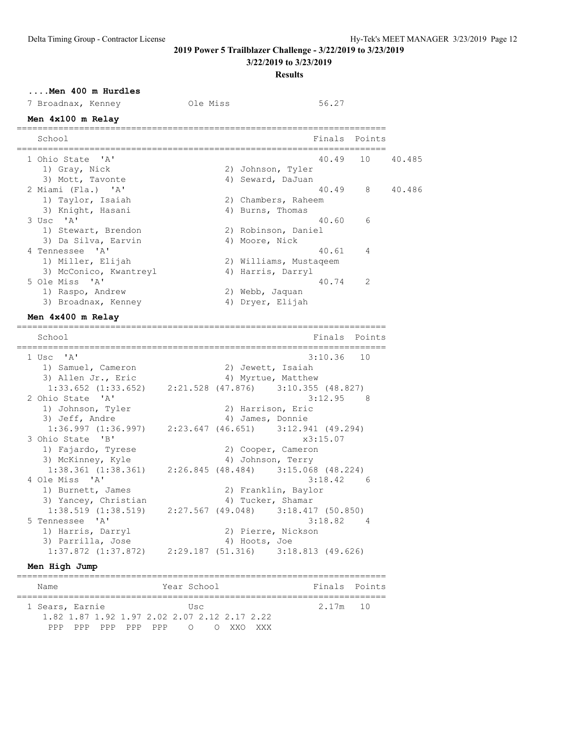**2019 Power 5 Trailblazer Challenge - 3/22/2019 to 3/23/2019**

**3/22/2019 to 3/23/2019**

**Results**

### ....Men 400 m Hurdles

| Place | Name | School | Finals |
|---|---|---|---|
| 7 | Broadnax, Kenney | Ole Miss | 56.27 |

### Men 4x100 m Relay

| Place | School | Finals | Points | |
|---|---|---|---|---|
| 1 | Ohio State 'A' | 40.49 | 10 | 40.485 |
| | 1) Gray, Nick; 2) Johnson, Tyler; 3) Mott, Tavonte; 4) Seward, DaJuan | | | |
| 2 | Miami (Fla.) 'A' | 40.49 | 8 | 40.486 |
| | 1) Taylor, Isaiah; 2) Chambers, Raheem; 3) Knight, Hasani; 4) Burns, Thomas | | | |
| 3 | Usc 'A' | 40.60 | 6 | |
| | 1) Stewart, Brendon; 2) Robinson, Daniel; 3) Da Silva, Earvin; 4) Moore, Nick | | | |
| 4 | Tennessee 'A' | 40.61 | 4 | |
| | 1) Miller, Elijah; 2) Williams, Mustaqeem; 3) McConico, Kwantreyl; 4) Harris, Darryl | | | |
| 5 | Ole Miss 'A' | 40.74 | 2 | |
| | 1) Raspo, Andrew; 2) Webb, Jaquan; 3) Broadnax, Kenney; 4) Dryer, Elijah | | | |

### Men 4x400 m Relay

| Place | School | Finals | Points |
|---|---|---|---|
| 1 | Usc 'A' | 3:10.36 | 10 |
| | 1) Samuel, Cameron; 2) Jewett, Isaiah; 3) Allen Jr., Eric; 4) Myrtue, Matthew | | |
| | 1:33.652 (1:33.652) 2:21.528 (47.876) 3:10.355 (48.827) | | |
| 2 | Ohio State 'A' | 3:12.95 | 8 |
| | 1) Johnson, Tyler; 2) Harrison, Eric; 3) Jeff, Andre; 4) James, Donnie | | |
| | 1:36.997 (1:36.997) 2:23.647 (46.651) 3:12.941 (49.294) | | |
| 3 | Ohio State 'B' | x3:15.07 | |
| | 1) Fajardo, Tyrese; 2) Cooper, Cameron; 3) McKinney, Kyle; 4) Johnson, Terry | | |
| | 1:38.361 (1:38.361) 2:26.845 (48.484) 3:15.068 (48.224) | | |
| 4 | Ole Miss 'A' | 3:18.42 | 6 |
| | 1) Burnett, James; 2) Franklin, Baylor; 3) Yancey, Christian; 4) Tucker, Shamar | | |
| | 1:38.519 (1:38.519) 2:27.567 (49.048) 3:18.417 (50.850) | | |
| 5 | Tennessee 'A' | 3:18.82 | 4 |
| | 1) Harris, Darryl; 2) Pierre, Nickson; 3) Parrilla, Jose; 4) Hoots, Joe | | |
| | 1:37.872 (1:37.872) 2:29.187 (51.316) 3:18.813 (49.626) | | |

### Men High Jump

| Place | Name | Year | School | Finals | Points |
|---|---|---|---|---|---|
| 1 | Sears, Earnie | | Usc | 2.17m | 10 |

| 1.82 | 1.87 | 1.92 | 1.97 | 2.02 | 2.07 | 2.12 | 2.17 | 2.22 |
|---|---|---|---|---|---|---|---|---|
| PPP | PPP | PPP | PPP | PPP | O | O | XXO | XXX |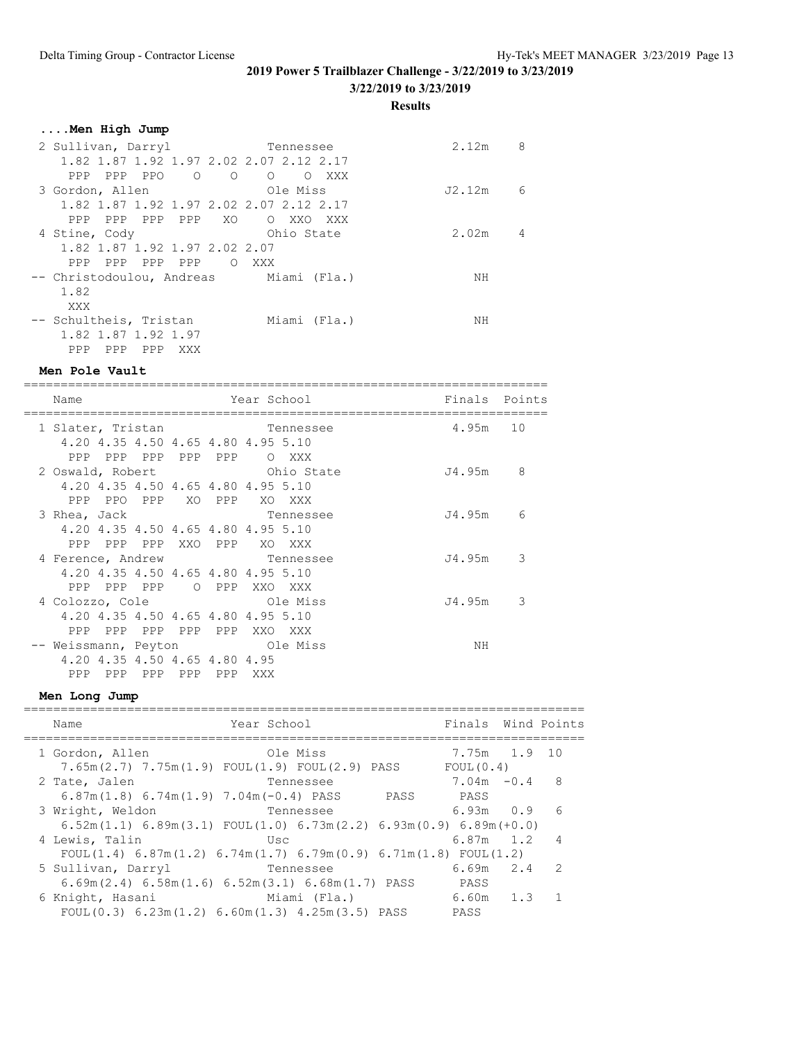## 2019 Power 5 Trailblazer Challenge - 3/22/2019 to 3/23/2019

### 3/22/2019 to 3/23/2019

### Results

#### ....Men High Jump

```
  2 Sullivan, Darryl             Tennessee                2.12m    8
     1.82 1.87 1.92 1.97 2.02 2.07 2.12 2.17
      PPP  PPP  PPO    O    O    O    O  XXX
  3 Gordon, Allen                Ole Miss                J2.12m    6
     1.82 1.87 1.92 1.97 2.02 2.07 2.12 2.17
      PPP  PPP  PPP  PPP   XO    O  XXO  XXX
  4 Stine, Cody                  Ohio State               2.02m    4
     1.82 1.87 1.92 1.97 2.02 2.07
      PPP  PPP  PPP  PPP    O  XXX
 -- Christodoulou, Andreas       Miami (Fla.)                NH
     1.82
      XXX
 -- Schultheis, Tristan          Miami (Fla.)                NH
     1.82 1.87 1.92 1.97
      PPP  PPP  PPP  XXX
```

#### Men Pole Vault

```
=====================================================================
    Name                    Year School                 Finals  Points
=====================================================================
  1 Slater, Tristan              Tennessee                4.95m   10
     4.20 4.35 4.50 4.65 4.80 4.95 5.10
      PPP  PPP  PPP  PPP  PPP    O  XXX
  2 Oswald, Robert               Ohio State              J4.95m    8
     4.20 4.35 4.50 4.65 4.80 4.95 5.10
      PPP  PPO  PPP   XO  PPP   XO  XXX
  3 Rhea, Jack                   Tennessee               J4.95m    6
     4.20 4.35 4.50 4.65 4.80 4.95 5.10
      PPP  PPP  PPP  XXO  PPP   XO  XXX
  4 Ference, Andrew              Tennessee               J4.95m    3
     4.20 4.35 4.50 4.65 4.80 4.95 5.10
      PPP  PPP  PPP    O  PPP  XXO  XXX
  4 Colozzo, Cole                Ole Miss                J4.95m    3
     4.20 4.35 4.50 4.65 4.80 4.95 5.10
      PPP  PPP  PPP  PPP  PPP  XXO  XXX
 -- Weissmann, Peyton            Ole Miss                    NH
     4.20 4.35 4.50 4.65 4.80 4.95
      PPP  PPP  PPP  PPP  PPP  XXX
```

#### Men Long Jump

```
==========================================================================
    Name                    Year School                 Finals  Wind Points
==========================================================================
  1 Gordon, Allen                Ole Miss                 7.75m   1.9  10
     7.65m(2.7) 7.75m(1.9) FOUL(1.9) FOUL(2.9) PASS      FOUL(0.4)
  2 Tate, Jalen                  Tennessee                7.04m  -0.4   8
     6.87m(1.8) 6.74m(1.9) 7.04m(-0.4) PASS      PASS      PASS
  3 Wright, Weldon               Tennessee                6.93m   0.9   6
     6.52m(1.1) 6.89m(3.1) FOUL(1.0) 6.73m(2.2) 6.93m(0.9) 6.89m(+0.0)
  4 Lewis, Talin                 Usc                      6.87m   1.2   4
     FOUL(1.4) 6.87m(1.2) 6.74m(1.7) 6.79m(0.9) 6.71m(1.8) FOUL(1.2)
  5 Sullivan, Darryl             Tennessee                6.69m   2.4   2
     6.69m(2.4) 6.58m(1.6) 6.52m(3.1) 6.68m(1.7) PASS      PASS
  6 Knight, Hasani               Miami (Fla.)             6.60m   1.3   1
     FOUL(0.3) 6.23m(1.2) 6.60m(1.3) 4.25m(3.5) PASS      PASS
```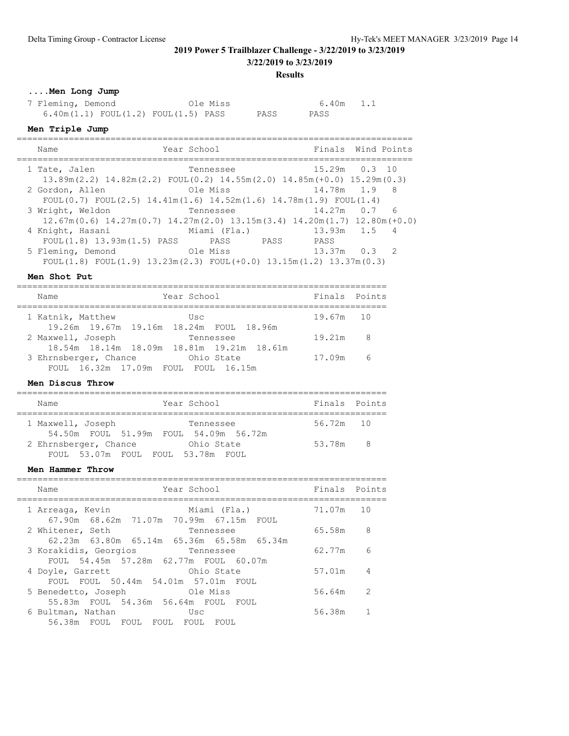## 2019 Power 5 Trailblazer Challenge - 3/22/2019 to 3/23/2019

### 3/22/2019 to 3/23/2019

### Results

#### ....Men Long Jump

| Place | Name | Year | School | Finals | Wind |
|---|---|---|---|---|---|
| 7 | Fleming, Demond | | Ole Miss | 6.40m | 1.1 |
| | 6.40m(1.1) FOUL(1.2) FOUL(1.5) PASS PASS PASS | | | | |

#### Men Triple Jump

| Place | Name | Year | School | Finals | Wind | Points |
|---|---|---|---|---|---|---|
| 1 | Tate, Jalen | | Tennessee | 15.29m | 0.3 | 10 |
| | 13.89m(2.2) 14.82m(2.2) FOUL(0.2) 14.55m(2.0) 14.85m(+0.0) 15.29m(0.3) | | | | | |
| 2 | Gordon, Allen | | Ole Miss | 14.78m | 1.9 | 8 |
| | FOUL(0.7) FOUL(2.5) 14.41m(1.6) 14.52m(1.6) 14.78m(1.9) FOUL(1.4) | | | | | |
| 3 | Wright, Weldon | | Tennessee | 14.27m | 0.7 | 6 |
| | 12.67m(0.6) 14.27m(0.7) 14.27m(2.0) 13.15m(3.4) 14.20m(1.7) 12.80m(+0.0) | | | | | |
| 4 | Knight, Hasani | | Miami (Fla.) | 13.93m | 1.5 | 4 |
| | FOUL(1.8) 13.93m(1.5) PASS PASS PASS PASS | | | | | |
| 5 | Fleming, Demond | | Ole Miss | 13.37m | 0.3 | 2 |
| | FOUL(1.8) FOUL(1.9) 13.23m(2.3) FOUL(+0.0) 13.15m(1.2) 13.37m(0.3) | | | | | |

#### Men Shot Put

| Place | Name | Year | School | Finals | Points |
|---|---|---|---|---|---|
| 1 | Katnik, Matthew | | Usc | 19.67m | 10 |
| | 19.26m 19.67m 19.16m 18.24m FOUL 18.96m | | | | |
| 2 | Maxwell, Joseph | | Tennessee | 19.21m | 8 |
| | 18.54m 18.14m 18.09m 18.81m 19.21m 18.61m | | | | |
| 3 | Ehrnsberger, Chance | | Ohio State | 17.09m | 6 |
| | FOUL 16.32m 17.09m FOUL FOUL 16.15m | | | | |

#### Men Discus Throw

| Place | Name | Year | School | Finals | Points |
|---|---|---|---|---|---|
| 1 | Maxwell, Joseph | | Tennessee | 56.72m | 10 |
| | 54.50m FOUL 51.99m FOUL 54.09m 56.72m | | | | |
| 2 | Ehrnsberger, Chance | | Ohio State | 53.78m | 8 |
| | FOUL 53.07m FOUL FOUL 53.78m FOUL | | | | |

#### Men Hammer Throw

| Place | Name | Year | School | Finals | Points |
|---|---|---|---|---|---|
| 1 | Arreaga, Kevin | | Miami (Fla.) | 71.07m | 10 |
| | 67.90m 68.62m 71.07m 70.99m 67.15m FOUL | | | | |
| 2 | Whitener, Seth | | Tennessee | 65.58m | 8 |
| | 62.23m 63.80m 65.14m 65.36m 65.58m 65.34m | | | | |
| 3 | Korakidis, Georgios | | Tennessee | 62.77m | 6 |
| | FOUL 54.45m 57.28m 62.77m FOUL 60.07m | | | | |
| 4 | Doyle, Garrett | | Ohio State | 57.01m | 4 |
| | FOUL FOUL 50.44m 54.01m 57.01m FOUL | | | | |
| 5 | Benedetto, Joseph | | Ole Miss | 56.64m | 2 |
| | 55.83m FOUL 54.36m 56.64m FOUL FOUL | | | | |
| 6 | Bultman, Nathan | | Usc | 56.38m | 1 |
| | 56.38m FOUL FOUL FOUL FOUL FOUL | | | | |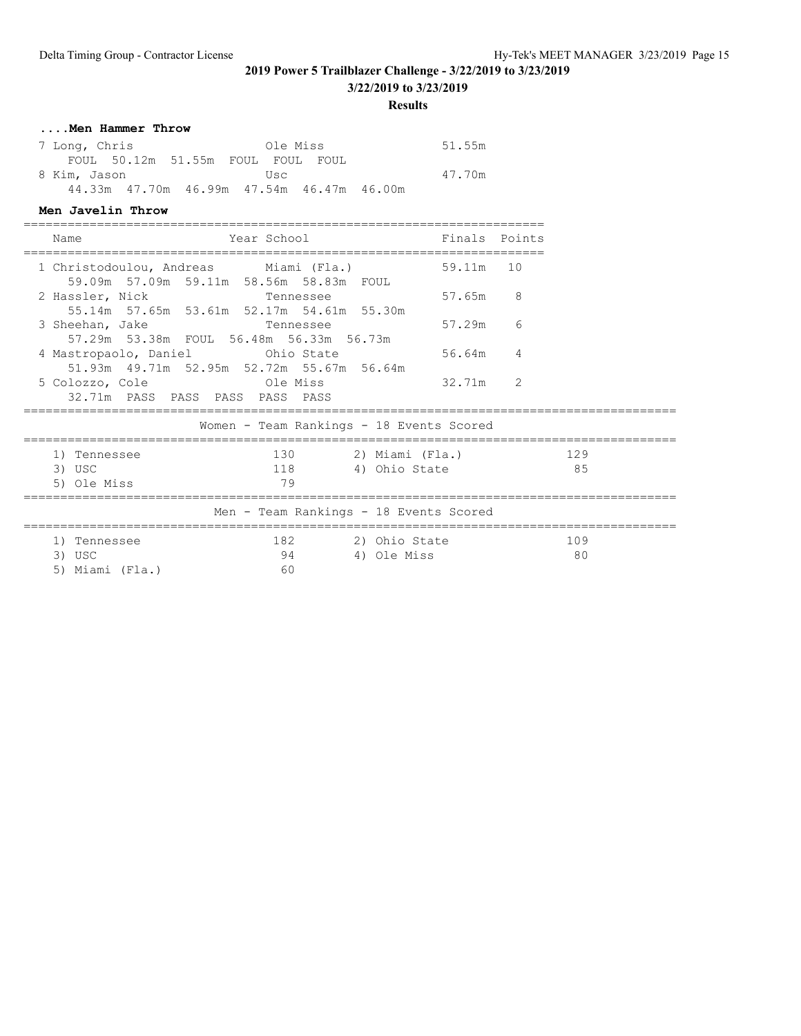**2019 Power 5 Trailblazer Challenge - 3/22/2019 to 3/23/2019**

**3/22/2019 to 3/23/2019**

**Results**

### ....Men Hammer Throw

| | | | |
|---|---|---|---|
| 7 Long, Chris | | Ole Miss | 51.55m |
| FOUL 50.12m 51.55m FOUL FOUL FOUL | | | |
| 8 Kim, Jason | | Usc | 47.70m |
| 44.33m 47.70m 46.99m 47.54m 46.47m 46.00m | | | |

### Men Javelin Throw

| Name | Year | School | Finals | Points |
|---|---|---|---|---|
| 1 Christodoulou, Andreas | | Miami (Fla.) | 59.11m | 10 |
| 59.09m 57.09m 59.11m 58.56m 58.83m FOUL | | | | |
| 2 Hassler, Nick | | Tennessee | 57.65m | 8 |
| 55.14m 57.65m 53.61m 52.17m 54.61m 55.30m | | | | |
| 3 Sheehan, Jake | | Tennessee | 57.29m | 6 |
| 57.29m 53.38m FOUL 56.48m 56.33m 56.73m | | | | |
| 4 Mastropaolo, Daniel | | Ohio State | 56.64m | 4 |
| 51.93m 49.71m 52.95m 52.72m 55.67m 56.64m | | | | |
| 5 Colozzo, Cole | | Ole Miss | 32.71m | 2 |
| 32.71m PASS PASS PASS PASS PASS | | | | |

### Women - Team Rankings - 18 Events Scored

| | | | |
|---|---|---|---|
| 1) Tennessee | 130 | 2) Miami (Fla.) | 129 |
| 3) USC | 118 | 4) Ohio State | 85 |
| 5) Ole Miss | 79 | | |

### Men - Team Rankings - 18 Events Scored

| | | | |
|---|---|---|---|
| 1) Tennessee | 182 | 2) Ohio State | 109 |
| 3) USC | 94 | 4) Ole Miss | 80 |
| 5) Miami (Fla.) | 60 | | |